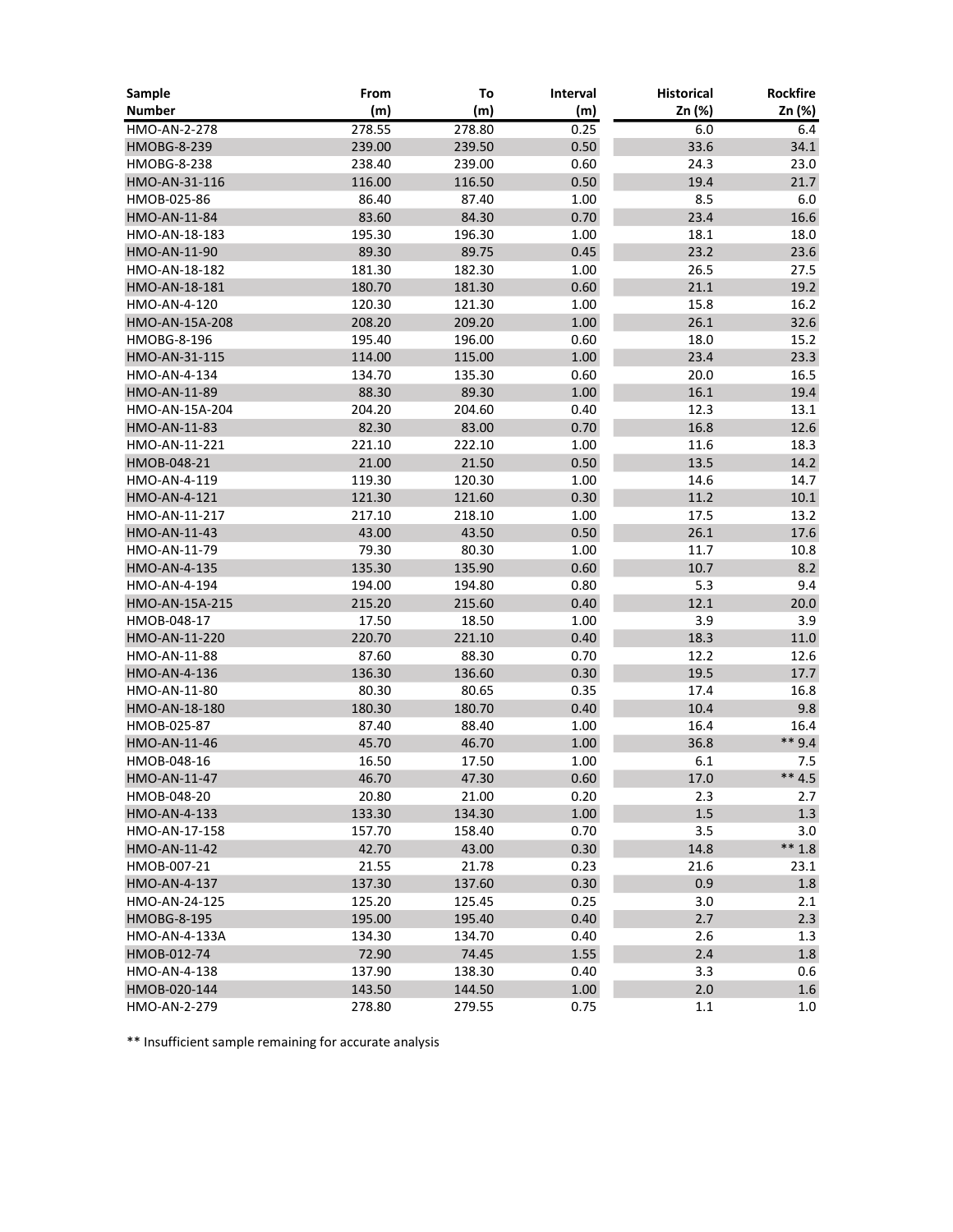| Sample Number | From (m) | To (m) | Interval (m) | Historical Zn (%) | Rockfire Zn (%) |
|---|---|---|---|---|---|
| HMO-AN-2-278 | 278.55 | 278.80 | 0.25 | 6.0 | 6.4 |
| HMOBG-8-239 | 239.00 | 239.50 | 0.50 | 33.6 | 34.1 |
| HMOBG-8-238 | 238.40 | 239.00 | 0.60 | 24.3 | 23.0 |
| HMO-AN-31-116 | 116.00 | 116.50 | 0.50 | 19.4 | 21.7 |
| HMOB-025-86 | 86.40 | 87.40 | 1.00 | 8.5 | 6.0 |
| HMO-AN-11-84 | 83.60 | 84.30 | 0.70 | 23.4 | 16.6 |
| HMO-AN-18-183 | 195.30 | 196.30 | 1.00 | 18.1 | 18.0 |
| HMO-AN-11-90 | 89.30 | 89.75 | 0.45 | 23.2 | 23.6 |
| HMO-AN-18-182 | 181.30 | 182.30 | 1.00 | 26.5 | 27.5 |
| HMO-AN-18-181 | 180.70 | 181.30 | 0.60 | 21.1 | 19.2 |
| HMO-AN-4-120 | 120.30 | 121.30 | 1.00 | 15.8 | 16.2 |
| HMO-AN-15A-208 | 208.20 | 209.20 | 1.00 | 26.1 | 32.6 |
| HMOBG-8-196 | 195.40 | 196.00 | 0.60 | 18.0 | 15.2 |
| HMO-AN-31-115 | 114.00 | 115.00 | 1.00 | 23.4 | 23.3 |
| HMO-AN-4-134 | 134.70 | 135.30 | 0.60 | 20.0 | 16.5 |
| HMO-AN-11-89 | 88.30 | 89.30 | 1.00 | 16.1 | 19.4 |
| HMO-AN-15A-204 | 204.20 | 204.60 | 0.40 | 12.3 | 13.1 |
| HMO-AN-11-83 | 82.30 | 83.00 | 0.70 | 16.8 | 12.6 |
| HMO-AN-11-221 | 221.10 | 222.10 | 1.00 | 11.6 | 18.3 |
| HMOB-048-21 | 21.00 | 21.50 | 0.50 | 13.5 | 14.2 |
| HMO-AN-4-119 | 119.30 | 120.30 | 1.00 | 14.6 | 14.7 |
| HMO-AN-4-121 | 121.30 | 121.60 | 0.30 | 11.2 | 10.1 |
| HMO-AN-11-217 | 217.10 | 218.10 | 1.00 | 17.5 | 13.2 |
| HMO-AN-11-43 | 43.00 | 43.50 | 0.50 | 26.1 | 17.6 |
| HMO-AN-11-79 | 79.30 | 80.30 | 1.00 | 11.7 | 10.8 |
| HMO-AN-4-135 | 135.30 | 135.90 | 0.60 | 10.7 | 8.2 |
| HMO-AN-4-194 | 194.00 | 194.80 | 0.80 | 5.3 | 9.4 |
| HMO-AN-15A-215 | 215.20 | 215.60 | 0.40 | 12.1 | 20.0 |
| HMOB-048-17 | 17.50 | 18.50 | 1.00 | 3.9 | 3.9 |
| HMO-AN-11-220 | 220.70 | 221.10 | 0.40 | 18.3 | 11.0 |
| HMO-AN-11-88 | 87.60 | 88.30 | 0.70 | 12.2 | 12.6 |
| HMO-AN-4-136 | 136.30 | 136.60 | 0.30 | 19.5 | 17.7 |
| HMO-AN-11-80 | 80.30 | 80.65 | 0.35 | 17.4 | 16.8 |
| HMO-AN-18-180 | 180.30 | 180.70 | 0.40 | 10.4 | 9.8 |
| HMOB-025-87 | 87.40 | 88.40 | 1.00 | 16.4 | 16.4 |
| HMO-AN-11-46 | 45.70 | 46.70 | 1.00 | 36.8 | ** 9.4 |
| HMOB-048-16 | 16.50 | 17.50 | 1.00 | 6.1 | 7.5 |
| HMO-AN-11-47 | 46.70 | 47.30 | 0.60 | 17.0 | ** 4.5 |
| HMOB-048-20 | 20.80 | 21.00 | 0.20 | 2.3 | 2.7 |
| HMO-AN-4-133 | 133.30 | 134.30 | 1.00 | 1.5 | 1.3 |
| HMO-AN-17-158 | 157.70 | 158.40 | 0.70 | 3.5 | 3.0 |
| HMO-AN-11-42 | 42.70 | 43.00 | 0.30 | 14.8 | ** 1.8 |
| HMOB-007-21 | 21.55 | 21.78 | 0.23 | 21.6 | 23.1 |
| HMO-AN-4-137 | 137.30 | 137.60 | 0.30 | 0.9 | 1.8 |
| HMO-AN-24-125 | 125.20 | 125.45 | 0.25 | 3.0 | 2.1 |
| HMOBG-8-195 | 195.00 | 195.40 | 0.40 | 2.7 | 2.3 |
| HMO-AN-4-133A | 134.30 | 134.70 | 0.40 | 2.6 | 1.3 |
| HMOB-012-74 | 72.90 | 74.45 | 1.55 | 2.4 | 1.8 |
| HMO-AN-4-138 | 137.90 | 138.30 | 0.40 | 3.3 | 0.6 |
| HMOB-020-144 | 143.50 | 144.50 | 1.00 | 2.0 | 1.6 |
| HMO-AN-2-279 | 278.80 | 279.55 | 0.75 | 1.1 | 1.0 |

** Insufficient sample remaining for accurate analysis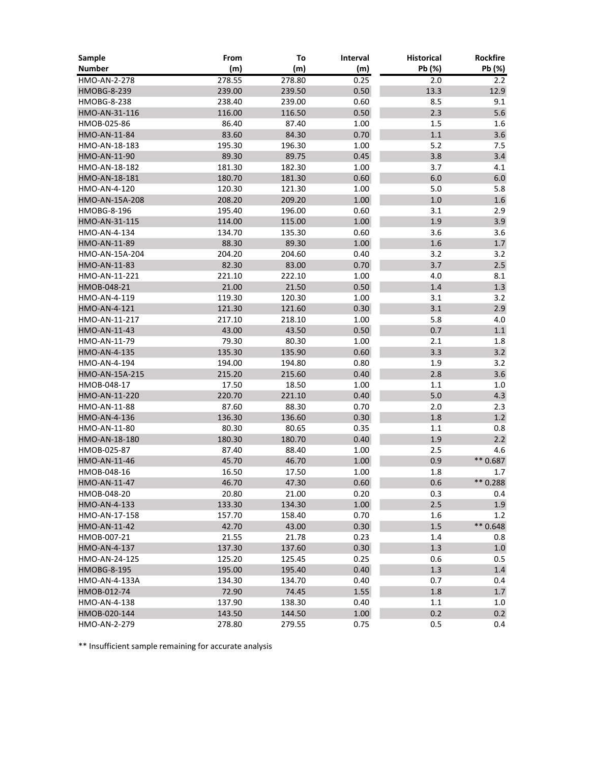| Sample Number | From (m) | To (m) | Interval (m) | Historical Pb (%) | Rockfire Pb (%) |
|---|---|---|---|---|---|
| HMO-AN-2-278 | 278.55 | 278.80 | 0.25 | 2.0 | 2.2 |
| HMOBG-8-239 | 239.00 | 239.50 | 0.50 | 13.3 | 12.9 |
| HMOBG-8-238 | 238.40 | 239.00 | 0.60 | 8.5 | 9.1 |
| HMO-AN-31-116 | 116.00 | 116.50 | 0.50 | 2.3 | 5.6 |
| HMOB-025-86 | 86.40 | 87.40 | 1.00 | 1.5 | 1.6 |
| HMO-AN-11-84 | 83.60 | 84.30 | 0.70 | 1.1 | 3.6 |
| HMO-AN-18-183 | 195.30 | 196.30 | 1.00 | 5.2 | 7.5 |
| HMO-AN-11-90 | 89.30 | 89.75 | 0.45 | 3.8 | 3.4 |
| HMO-AN-18-182 | 181.30 | 182.30 | 1.00 | 3.7 | 4.1 |
| HMO-AN-18-181 | 180.70 | 181.30 | 0.60 | 6.0 | 6.0 |
| HMO-AN-4-120 | 120.30 | 121.30 | 1.00 | 5.0 | 5.8 |
| HMO-AN-15A-208 | 208.20 | 209.20 | 1.00 | 1.0 | 1.6 |
| HMOBG-8-196 | 195.40 | 196.00 | 0.60 | 3.1 | 2.9 |
| HMO-AN-31-115 | 114.00 | 115.00 | 1.00 | 1.9 | 3.9 |
| HMO-AN-4-134 | 134.70 | 135.30 | 0.60 | 3.6 | 3.6 |
| HMO-AN-11-89 | 88.30 | 89.30 | 1.00 | 1.6 | 1.7 |
| HMO-AN-15A-204 | 204.20 | 204.60 | 0.40 | 3.2 | 3.2 |
| HMO-AN-11-83 | 82.30 | 83.00 | 0.70 | 3.7 | 2.5 |
| HMO-AN-11-221 | 221.10 | 222.10 | 1.00 | 4.0 | 8.1 |
| HMOB-048-21 | 21.00 | 21.50 | 0.50 | 1.4 | 1.3 |
| HMO-AN-4-119 | 119.30 | 120.30 | 1.00 | 3.1 | 3.2 |
| HMO-AN-4-121 | 121.30 | 121.60 | 0.30 | 3.1 | 2.9 |
| HMO-AN-11-217 | 217.10 | 218.10 | 1.00 | 5.8 | 4.0 |
| HMO-AN-11-43 | 43.00 | 43.50 | 0.50 | 0.7 | 1.1 |
| HMO-AN-11-79 | 79.30 | 80.30 | 1.00 | 2.1 | 1.8 |
| HMO-AN-4-135 | 135.30 | 135.90 | 0.60 | 3.3 | 3.2 |
| HMO-AN-4-194 | 194.00 | 194.80 | 0.80 | 1.9 | 3.2 |
| HMO-AN-15A-215 | 215.20 | 215.60 | 0.40 | 2.8 | 3.6 |
| HMOB-048-17 | 17.50 | 18.50 | 1.00 | 1.1 | 1.0 |
| HMO-AN-11-220 | 220.70 | 221.10 | 0.40 | 5.0 | 4.3 |
| HMO-AN-11-88 | 87.60 | 88.30 | 0.70 | 2.0 | 2.3 |
| HMO-AN-4-136 | 136.30 | 136.60 | 0.30 | 1.8 | 1.2 |
| HMO-AN-11-80 | 80.30 | 80.65 | 0.35 | 1.1 | 0.8 |
| HMO-AN-18-180 | 180.30 | 180.70 | 0.40 | 1.9 | 2.2 |
| HMOB-025-87 | 87.40 | 88.40 | 1.00 | 2.5 | 4.6 |
| HMO-AN-11-46 | 45.70 | 46.70 | 1.00 | 0.9 | ** 0.687 |
| HMOB-048-16 | 16.50 | 17.50 | 1.00 | 1.8 | 1.7 |
| HMO-AN-11-47 | 46.70 | 47.30 | 0.60 | 0.6 | ** 0.288 |
| HMOB-048-20 | 20.80 | 21.00 | 0.20 | 0.3 | 0.4 |
| HMO-AN-4-133 | 133.30 | 134.30 | 1.00 | 2.5 | 1.9 |
| HMO-AN-17-158 | 157.70 | 158.40 | 0.70 | 1.6 | 1.2 |
| HMO-AN-11-42 | 42.70 | 43.00 | 0.30 | 1.5 | ** 0.648 |
| HMOB-007-21 | 21.55 | 21.78 | 0.23 | 1.4 | 0.8 |
| HMO-AN-4-137 | 137.30 | 137.60 | 0.30 | 1.3 | 1.0 |
| HMO-AN-24-125 | 125.20 | 125.45 | 0.25 | 0.6 | 0.5 |
| HMOBG-8-195 | 195.00 | 195.40 | 0.40 | 1.3 | 1.4 |
| HMO-AN-4-133A | 134.30 | 134.70 | 0.40 | 0.7 | 0.4 |
| HMOB-012-74 | 72.90 | 74.45 | 1.55 | 1.8 | 1.7 |
| HMO-AN-4-138 | 137.90 | 138.30 | 0.40 | 1.1 | 1.0 |
| HMOB-020-144 | 143.50 | 144.50 | 1.00 | 0.2 | 0.2 |
| HMO-AN-2-279 | 278.80 | 279.55 | 0.75 | 0.5 | 0.4 |

** Insufficient sample remaining for accurate analysis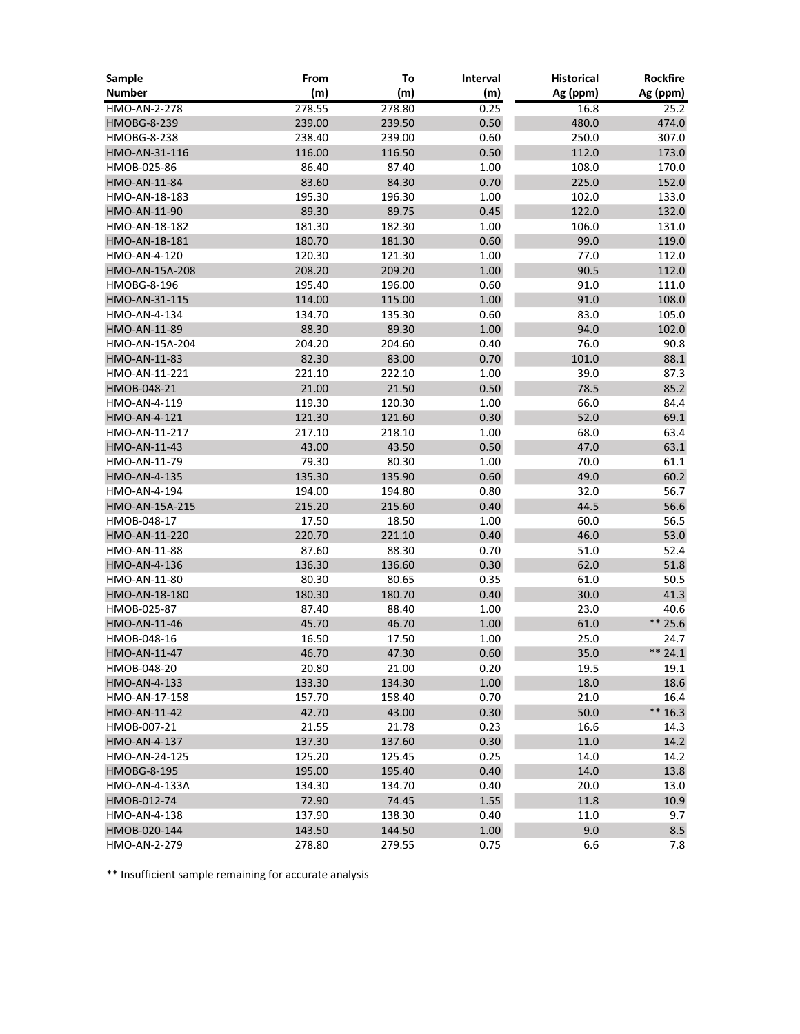| Sample Number | From (m) | To (m) | Interval (m) | Historical Ag (ppm) | Rockfire Ag (ppm) |
|---|---|---|---|---|---|
| HMO-AN-2-278 | 278.55 | 278.80 | 0.25 | 16.8 | 25.2 |
| HMOBG-8-239 | 239.00 | 239.50 | 0.50 | 480.0 | 474.0 |
| HMOBG-8-238 | 238.40 | 239.00 | 0.60 | 250.0 | 307.0 |
| HMO-AN-31-116 | 116.00 | 116.50 | 0.50 | 112.0 | 173.0 |
| HMOB-025-86 | 86.40 | 87.40 | 1.00 | 108.0 | 170.0 |
| HMO-AN-11-84 | 83.60 | 84.30 | 0.70 | 225.0 | 152.0 |
| HMO-AN-18-183 | 195.30 | 196.30 | 1.00 | 102.0 | 133.0 |
| HMO-AN-11-90 | 89.30 | 89.75 | 0.45 | 122.0 | 132.0 |
| HMO-AN-18-182 | 181.30 | 182.30 | 1.00 | 106.0 | 131.0 |
| HMO-AN-18-181 | 180.70 | 181.30 | 0.60 | 99.0 | 119.0 |
| HMO-AN-4-120 | 120.30 | 121.30 | 1.00 | 77.0 | 112.0 |
| HMO-AN-15A-208 | 208.20 | 209.20 | 1.00 | 90.5 | 112.0 |
| HMOBG-8-196 | 195.40 | 196.00 | 0.60 | 91.0 | 111.0 |
| HMO-AN-31-115 | 114.00 | 115.00 | 1.00 | 91.0 | 108.0 |
| HMO-AN-4-134 | 134.70 | 135.30 | 0.60 | 83.0 | 105.0 |
| HMO-AN-11-89 | 88.30 | 89.30 | 1.00 | 94.0 | 102.0 |
| HMO-AN-15A-204 | 204.20 | 204.60 | 0.40 | 76.0 | 90.8 |
| HMO-AN-11-83 | 82.30 | 83.00 | 0.70 | 101.0 | 88.1 |
| HMO-AN-11-221 | 221.10 | 222.10 | 1.00 | 39.0 | 87.3 |
| HMOB-048-21 | 21.00 | 21.50 | 0.50 | 78.5 | 85.2 |
| HMO-AN-4-119 | 119.30 | 120.30 | 1.00 | 66.0 | 84.4 |
| HMO-AN-4-121 | 121.30 | 121.60 | 0.30 | 52.0 | 69.1 |
| HMO-AN-11-217 | 217.10 | 218.10 | 1.00 | 68.0 | 63.4 |
| HMO-AN-11-43 | 43.00 | 43.50 | 0.50 | 47.0 | 63.1 |
| HMO-AN-11-79 | 79.30 | 80.30 | 1.00 | 70.0 | 61.1 |
| HMO-AN-4-135 | 135.30 | 135.90 | 0.60 | 49.0 | 60.2 |
| HMO-AN-4-194 | 194.00 | 194.80 | 0.80 | 32.0 | 56.7 |
| HMO-AN-15A-215 | 215.20 | 215.60 | 0.40 | 44.5 | 56.6 |
| HMOB-048-17 | 17.50 | 18.50 | 1.00 | 60.0 | 56.5 |
| HMO-AN-11-220 | 220.70 | 221.10 | 0.40 | 46.0 | 53.0 |
| HMO-AN-11-88 | 87.60 | 88.30 | 0.70 | 51.0 | 52.4 |
| HMO-AN-4-136 | 136.30 | 136.60 | 0.30 | 62.0 | 51.8 |
| HMO-AN-11-80 | 80.30 | 80.65 | 0.35 | 61.0 | 50.5 |
| HMO-AN-18-180 | 180.30 | 180.70 | 0.40 | 30.0 | 41.3 |
| HMOB-025-87 | 87.40 | 88.40 | 1.00 | 23.0 | 40.6 |
| HMO-AN-11-46 | 45.70 | 46.70 | 1.00 | 61.0 | ** 25.6 |
| HMOB-048-16 | 16.50 | 17.50 | 1.00 | 25.0 | 24.7 |
| HMO-AN-11-47 | 46.70 | 47.30 | 0.60 | 35.0 | ** 24.1 |
| HMOB-048-20 | 20.80 | 21.00 | 0.20 | 19.5 | 19.1 |
| HMO-AN-4-133 | 133.30 | 134.30 | 1.00 | 18.0 | 18.6 |
| HMO-AN-17-158 | 157.70 | 158.40 | 0.70 | 21.0 | 16.4 |
| HMO-AN-11-42 | 42.70 | 43.00 | 0.30 | 50.0 | ** 16.3 |
| HMOB-007-21 | 21.55 | 21.78 | 0.23 | 16.6 | 14.3 |
| HMO-AN-4-137 | 137.30 | 137.60 | 0.30 | 11.0 | 14.2 |
| HMO-AN-24-125 | 125.20 | 125.45 | 0.25 | 14.0 | 14.2 |
| HMOBG-8-195 | 195.00 | 195.40 | 0.40 | 14.0 | 13.8 |
| HMO-AN-4-133A | 134.30 | 134.70 | 0.40 | 20.0 | 13.0 |
| HMOB-012-74 | 72.90 | 74.45 | 1.55 | 11.8 | 10.9 |
| HMO-AN-4-138 | 137.90 | 138.30 | 0.40 | 11.0 | 9.7 |
| HMOB-020-144 | 143.50 | 144.50 | 1.00 | 9.0 | 8.5 |
| HMO-AN-2-279 | 278.80 | 279.55 | 0.75 | 6.6 | 7.8 |

** Insufficient sample remaining for accurate analysis